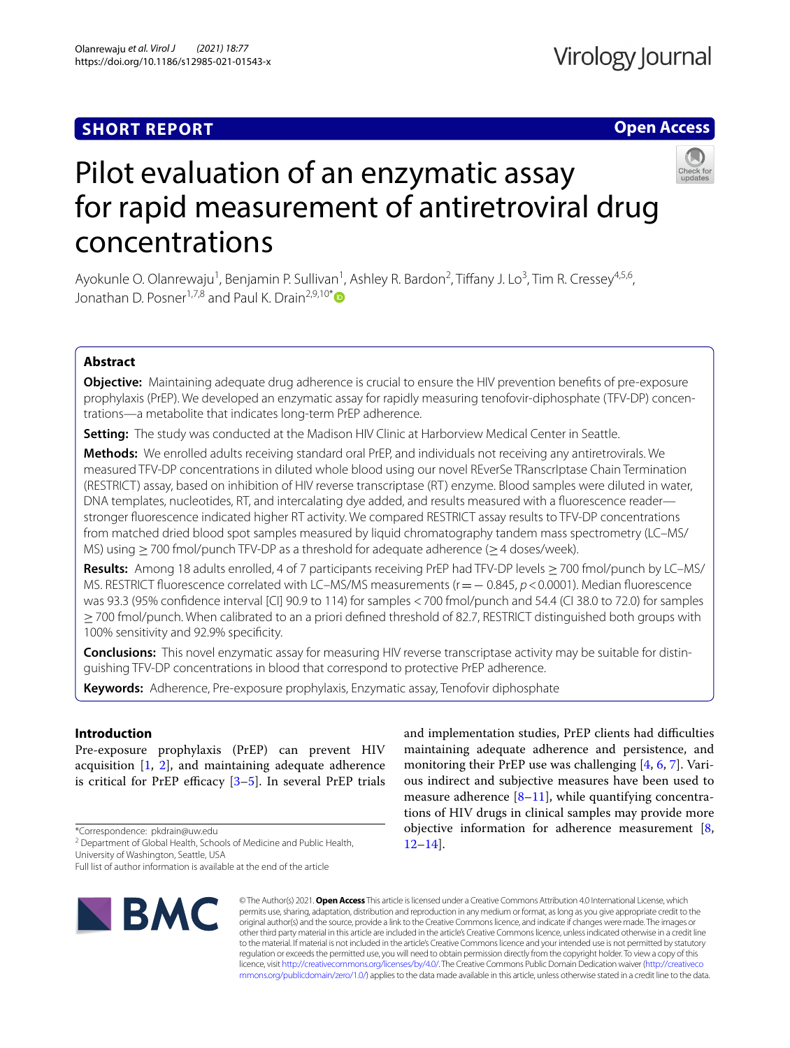SHORT REPORT

Open Access

# Pilot evaluation of an enzymatic assay for rapid measurement of antiretroviral drug concentrations

Ayokunle O. Olanrewaju[1], Benjamin P. Sullivan[1], Ashley R. Bardon[2], Tiffany J. Lo[3], Tim R. Cressey[4,5,6], Jonathan D. Posner[1,7,8] and Paul K. Drain[2,9,10*]

## Abstract

**Objective:** Maintaining adequate drug adherence is crucial to ensure the HIV prevention benefits of pre-exposure prophylaxis (PrEP). We developed an enzymatic assay for rapidly measuring tenofovir-diphosphate (TFV-DP) concentrations—a metabolite that indicates long-term PrEP adherence.

**Setting:** The study was conducted at the Madison HIV Clinic at Harborview Medical Center in Seattle.

**Methods:** We enrolled adults receiving standard oral PrEP, and individuals not receiving any antiretrovirals. We measured TFV-DP concentrations in diluted whole blood using our novel REverSe TRanscrIptase Chain Termination (RESTRICT) assay, based on inhibition of HIV reverse transcriptase (RT) enzyme. Blood samples were diluted in water, DNA templates, nucleotides, RT, and intercalating dye added, and results measured with a fluorescence reader—stronger fluorescence indicated higher RT activity. We compared RESTRICT assay results to TFV-DP concentrations from matched dried blood spot samples measured by liquid chromatography tandem mass spectrometry (LC–MS/MS) using ≥ 700 fmol/punch TFV-DP as a threshold for adequate adherence (≥ 4 doses/week).

**Results:** Among 18 adults enrolled, 4 of 7 participants receiving PrEP had TFV-DP levels ≥ 700 fmol/punch by LC–MS/MS. RESTRICT fluorescence correlated with LC–MS/MS measurements ($r = -0.845$, $p < 0.0001$). Median fluorescence was 93.3 (95% confidence interval [CI] 90.9 to 114) for samples < 700 fmol/punch and 54.4 (CI 38.0 to 72.0) for samples ≥ 700 fmol/punch. When calibrated to an a priori defined threshold of 82.7, RESTRICT distinguished both groups with 100% sensitivity and 92.9% specificity.

**Conclusions:** This novel enzymatic assay for measuring HIV reverse transcriptase activity may be suitable for distinguishing TFV-DP concentrations in blood that correspond to protective PrEP adherence.

**Keywords:** Adherence, Pre-exposure prophylaxis, Enzymatic assay, Tenofovir diphosphate

## Introduction

Pre-exposure prophylaxis (PrEP) can prevent HIV acquisition [1, 2], and maintaining adequate adherence is critical for PrEP efficacy [3–5]. In several PrEP trials and implementation studies, PrEP clients had difficulties maintaining adequate adherence and persistence, and monitoring their PrEP use was challenging [4, 6, 7]. Various indirect and subjective measures have been used to measure adherence [8–11], while quantifying concentrations of HIV drugs in clinical samples may provide more objective information for adherence measurement [8, 12–14].

*Correspondence: pkdrain@uw.edu
[2] Department of Global Health, Schools of Medicine and Public Health, University of Washington, Seattle, USA
Full list of author information is available at the end of the article

© The Author(s) 2021. **Open Access** This article is licensed under a Creative Commons Attribution 4.0 International License, which permits use, sharing, adaptation, distribution and reproduction in any medium or format, as long as you give appropriate credit to the original author(s) and the source, provide a link to the Creative Commons licence, and indicate if changes were made. The images or other third party material in this article are included in the article's Creative Commons licence, unless indicated otherwise in a credit line to the material. If material is not included in the article's Creative Commons licence and your intended use is not permitted by statutory regulation or exceeds the permitted use, you will need to obtain permission directly from the copyright holder. To view a copy of this licence, visit http://creativecommons.org/licenses/by/4.0/. The Creative Commons Public Domain Dedication waiver (http://creativecommons.org/publicdomain/zero/1.0/) applies to the data made available in this article, unless otherwise stated in a credit line to the data.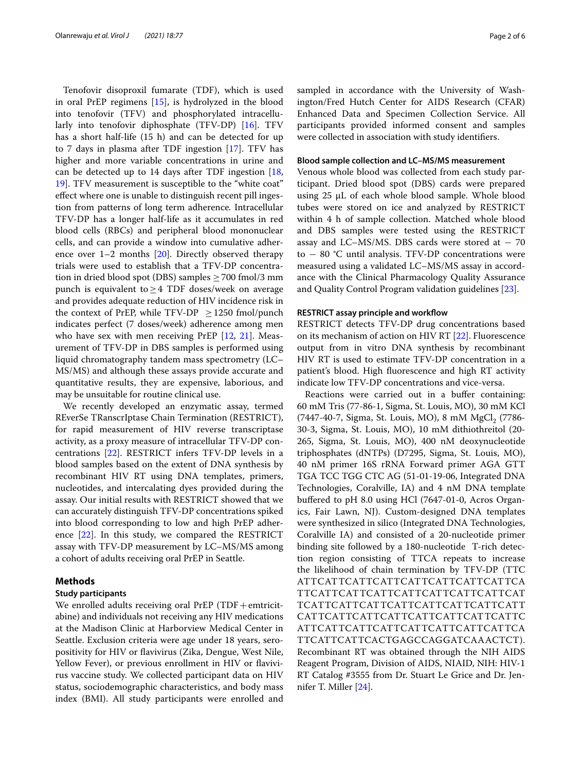Tenofovir disoproxil fumarate (TDF), which is used in oral PrEP regimens [15], is hydrolyzed in the blood into tenofovir (TFV) and phosphorylated intracellularly into tenofovir diphosphate (TFV-DP) [16]. TFV has a short half-life (15 h) and can be detected for up to 7 days in plasma after TDF ingestion [17]. TFV has higher and more variable concentrations in urine and can be detected up to 14 days after TDF ingestion [18, 19]. TFV measurement is susceptible to the "white coat" effect where one is unable to distinguish recent pill ingestion from patterns of long term adherence. Intracellular TFV-DP has a longer half-life as it accumulates in red blood cells (RBCs) and peripheral blood mononuclear cells, and can provide a window into cumulative adherence over 1–2 months [20]. Directly observed therapy trials were used to establish that a TFV-DP concentration in dried blood spot (DBS) samples ≥ 700 fmol/3 mm punch is equivalent to ≥ 4 TDF doses/week on average and provides adequate reduction of HIV incidence risk in the context of PrEP, while TFV-DP ≥ 1250 fmol/punch indicates perfect (7 doses/week) adherence among men who have sex with men receiving PrEP [12, 21]. Measurement of TFV-DP in DBS samples is performed using liquid chromatography tandem mass spectrometry (LC–MS/MS) and although these assays provide accurate and quantitative results, they are expensive, laborious, and may be unsuitable for routine clinical use.

We recently developed an enzymatic assay, termed REverSe TRanscrIptase Chain Termination (RESTRICT), for rapid measurement of HIV reverse transcriptase activity, as a proxy measure of intracellular TFV-DP concentrations [22]. RESTRICT infers TFV-DP levels in a blood samples based on the extent of DNA synthesis by recombinant HIV RT using DNA templates, primers, nucleotides, and intercalating dyes provided during the assay. Our initial results with RESTRICT showed that we can accurately distinguish TFV-DP concentrations spiked into blood corresponding to low and high PrEP adherence [22]. In this study, we compared the RESTRICT assay with TFV-DP measurement by LC–MS/MS among a cohort of adults receiving oral PrEP in Seattle.

## Methods

### Study participants

We enrolled adults receiving oral PrEP (TDF + emtricitabine) and individuals not receiving any HIV medications at the Madison Clinic at Harborview Medical Center in Seattle. Exclusion criteria were age under 18 years, seropositivity for HIV or flavivirus (Zika, Dengue, West Nile, Yellow Fever), or previous enrollment in HIV or flavivirus vaccine study. We collected participant data on HIV status, sociodemographic characteristics, and body mass index (BMI). All study participants were enrolled and sampled in accordance with the University of Washington/Fred Hutch Center for AIDS Research (CFAR) Enhanced Data and Specimen Collection Service. All participants provided informed consent and samples were collected in association with study identifiers.

### Blood sample collection and LC–MS/MS measurement

Venous whole blood was collected from each study participant. Dried blood spot (DBS) cards were prepared using 25 µL of each whole blood sample. Whole blood tubes were stored on ice and analyzed by RESTRICT within 4 h of sample collection. Matched whole blood and DBS samples were tested using the RESTRICT assay and LC–MS/MS. DBS cards were stored at − 70 to − 80 °C until analysis. TFV-DP concentrations were measured using a validated LC–MS/MS assay in accordance with the Clinical Pharmacology Quality Assurance and Quality Control Program validation guidelines [23].

### RESTRICT assay principle and workflow

RESTRICT detects TFV-DP drug concentrations based on its mechanism of action on HIV RT [22]. Fluorescence output from in vitro DNA synthesis by recombinant HIV RT is used to estimate TFV-DP concentration in a patient's blood. High fluorescence and high RT activity indicate low TFV-DP concentrations and vice-versa.

Reactions were carried out in a buffer containing: 60 mM Tris (77-86-1, Sigma, St. Louis, MO), 30 mM KCl (7447-40-7, Sigma, St. Louis, MO), 8 mM $MgCl_2$ (7786-30-3, Sigma, St. Louis, MO), 10 mM dithiothreitol (20-265, Sigma, St. Louis, MO), 400 nM deoxynucleotide triphosphates (dNTPs) (D7295, Sigma, St. Louis, MO), 40 nM primer 16S rRNA Forward primer AGA GTT TGA TCC TGG CTC AG (51-01-19-06, Integrated DNA Technologies, Coralville, IA) and 4 nM DNA template buffered to pH 8.0 using HCl (7647-01-0, Acros Organics, Fair Lawn, NJ). Custom-designed DNA templates were synthesized in silico (Integrated DNA Technologies, Coralville IA) and consisted of a 20-nucleotide primer binding site followed by a 180-nucleotide T-rich detection region consisting of TTCA repeats to increase the likelihood of chain termination by TFV-DP (TTCATTCATTCATTCATTCATTCATTCATTCATTCATTCATTCATTCATTCATTCATTCATTCATTCATTCATTCATTCATTCATTCATTCATTCATTCATTCATTCATTCATTCATTCATTCATTCATTCATTCATTCATTCATTCATTCATTCATTCATTCATTCATTCATTCATTCACTGAGCCAGGATCAAACTCT). Recombinant RT was obtained through the NIH AIDS Reagent Program, Division of AIDS, NIAID, NIH: HIV-1 RT Catalog #3555 from Dr. Stuart Le Grice and Dr. Jennifer T. Miller [24].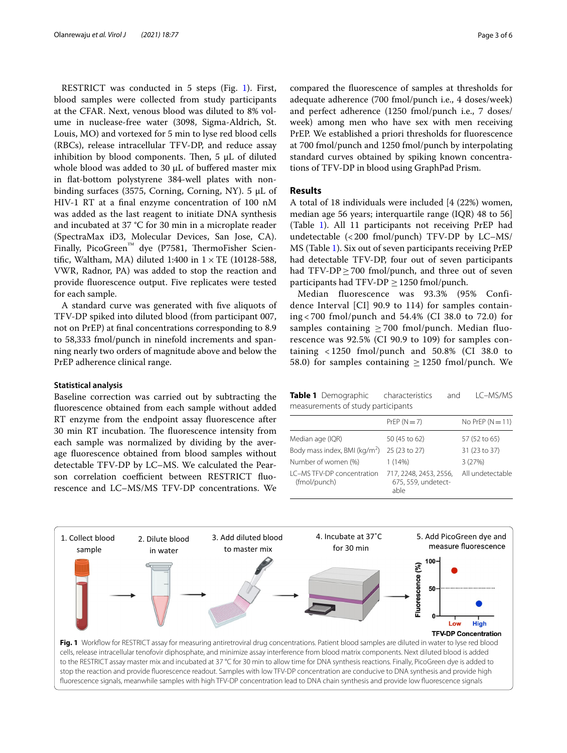RESTRICT was conducted in 5 steps (Fig. 1). First, blood samples were collected from study participants at the CFAR. Next, venous blood was diluted to 8% volume in nuclease-free water (3098, Sigma-Aldrich, St. Louis, MO) and vortexed for 5 min to lyse red blood cells (RBCs), release intracellular TFV-DP, and reduce assay inhibition by blood components. Then, 5 µL of diluted whole blood was added to 30 µL of buffered master mix in flat-bottom polystyrene 384-well plates with non-binding surfaces (3575, Corning, Corning, NY). 5 µL of HIV-1 RT at a final enzyme concentration of 100 nM was added as the last reagent to initiate DNA synthesis and incubated at 37 °C for 30 min in a microplate reader (SpectraMax iD3, Molecular Devices, San Jose, CA). Finally, PicoGreen™ dye (P7581, ThermoFisher Scientific, Waltham, MA) diluted 1:400 in 1 × TE (10128-588, VWR, Radnor, PA) was added to stop the reaction and provide fluorescence output. Five replicates were tested for each sample.

A standard curve was generated with five aliquots of TFV-DP spiked into diluted blood (from participant 007, not on PrEP) at final concentrations corresponding to 8.9 to 58,333 fmol/punch in ninefold increments and spanning nearly two orders of magnitude above and below the PrEP adherence clinical range.

### Statistical analysis

Baseline correction was carried out by subtracting the fluorescence obtained from each sample without added RT enzyme from the endpoint assay fluorescence after 30 min RT incubation. The fluorescence intensity from each sample was normalized by dividing by the average fluorescence obtained from blood samples without detectable TFV-DP by LC–MS. We calculated the Pearson correlation coefficient between RESTRICT fluorescence and LC–MS/MS TFV-DP concentrations. We compared the fluorescence of samples at thresholds for adequate adherence (700 fmol/punch i.e., 4 doses/week) and perfect adherence (1250 fmol/punch i.e., 7 doses/week) among men who have sex with men receiving PrEP. We established a priori thresholds for fluorescence at 700 fmol/punch and 1250 fmol/punch by interpolating standard curves obtained by spiking known concentrations of TFV-DP in blood using GraphPad Prism.

## Results

A total of 18 individuals were included [4 (22%) women, median age 56 years; interquartile range (IQR) 48 to 56] (Table 1). All 11 participants not receiving PrEP had undetectable (< 200 fmol/punch) TFV-DP by LC–MS/MS (Table 1). Six out of seven participants receiving PrEP had detectable TFV-DP, four out of seven participants had TFV-DP ≥ 700 fmol/punch, and three out of seven participants had TFV-DP ≥ 1250 fmol/punch.

Median fluorescence was 93.3% (95% Confidence Interval [CI] 90.9 to 114) for samples containing < 700 fmol/punch and 54.4% (CI 38.0 to 72.0) for samples containing ≥ 700 fmol/punch. Median fluorescence was 92.5% (CI 90.9 to 109) for samples containing < 1250 fmol/punch and 50.8% (CI 38.0 to 58.0) for samples containing ≥ 1250 fmol/punch. We

**Table 1** Demographic characteristics and LC–MS/MS measurements of study participants

| | PrEP (N = 7) | No PrEP (N = 11) |
|---|---|---|
| Median age (IQR) | 50 (45 to 62) | 57 (52 to 65) |
| Body mass index, BMI (kg/m$^2$) | 25 (23 to 27) | 31 (23 to 37) |
| Number of women (%) | 1 (14%) | 3 (27%) |
| LC–MS TFV-DP concentration (fmol/punch) | 717, 2248, 2453, 2556, 675, 559, undetectable | All undetectable |

**Fig. 1** Workflow for RESTRICT assay for measuring antiretroviral drug concentrations. Patient blood samples are diluted in water to lyse red blood cells, release intracellular tenofovir diphosphate, and minimize assay interference from blood matrix components. Next diluted blood is added to the RESTRICT assay master mix and incubated at 37 °C for 30 min to allow time for DNA synthesis reactions. Finally, PicoGreen dye is added to stop the reaction and provide fluorescence readout. Samples with low TFV-DP concentration are conducive to DNA synthesis and provide high fluorescence signals, meanwhile samples with high TFV-DP concentration lead to DNA chain synthesis and provide low fluorescence signals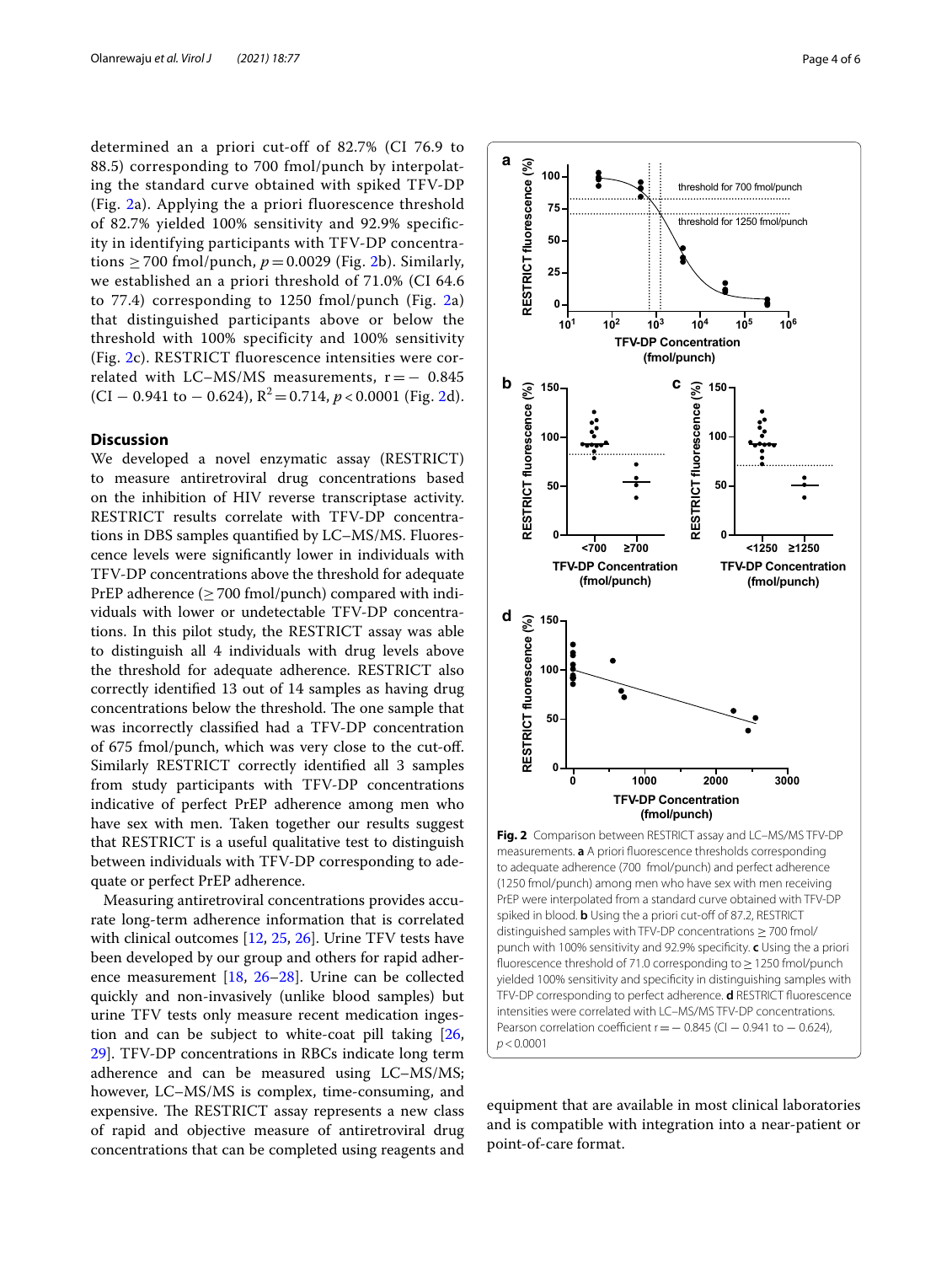determined an a priori cut-off of 82.7% (CI 76.9 to 88.5) corresponding to 700 fmol/punch by interpolating the standard curve obtained with spiked TFV-DP (Fig. 2a). Applying the a priori fluorescence threshold of 82.7% yielded 100% sensitivity and 92.9% specificity in identifying participants with TFV-DP concentrations ≥ 700 fmol/punch, $p = 0.0029$ (Fig. 2b). Similarly, we established an a priori threshold of 71.0% (CI 64.6 to 77.4) corresponding to 1250 fmol/punch (Fig. 2a) that distinguished participants above or below the threshold with 100% specificity and 100% sensitivity (Fig. 2c). RESTRICT fluorescence intensities were correlated with LC–MS/MS measurements, $r = -0.845$ (CI − 0.941 to − 0.624), $R^2 = 0.714$, $p < 0.0001$ (Fig. 2d).

## Discussion

We developed a novel enzymatic assay (RESTRICT) to measure antiretroviral drug concentrations based on the inhibition of HIV reverse transcriptase activity. RESTRICT results correlate with TFV-DP concentrations in DBS samples quantified by LC–MS/MS. Fluorescence levels were significantly lower in individuals with TFV-DP concentrations above the threshold for adequate PrEP adherence (≥ 700 fmol/punch) compared with individuals with lower or undetectable TFV-DP concentrations. In this pilot study, the RESTRICT assay was able to distinguish all 4 individuals with drug levels above the threshold for adequate adherence. RESTRICT also correctly identified 13 out of 14 samples as having drug concentrations below the threshold. The one sample that was incorrectly classified had a TFV-DP concentration of 675 fmol/punch, which was very close to the cut-off. Similarly RESTRICT correctly identified all 3 samples from study participants with TFV-DP concentrations indicative of perfect PrEP adherence among men who have sex with men. Taken together our results suggest that RESTRICT is a useful qualitative test to distinguish between individuals with TFV-DP corresponding to adequate or perfect PrEP adherence.

Measuring antiretroviral concentrations provides accurate long-term adherence information that is correlated with clinical outcomes [12, 25, 26]. Urine TFV tests have been developed by our group and others for rapid adherence measurement [18, 26–28]. Urine can be collected quickly and non-invasively (unlike blood samples) but urine TFV tests only measure recent medication ingestion and can be subject to white-coat pill taking [26, 29]. TFV-DP concentrations in RBCs indicate long term adherence and can be measured using LC–MS/MS; however, LC–MS/MS is complex, time-consuming, and expensive. The RESTRICT assay represents a new class of rapid and objective measure of antiretroviral drug concentrations that can be completed using reagents and equipment that are available in most clinical laboratories and is compatible with integration into a near-patient or point-of-care format.

**Fig. 2** Comparison between RESTRICT assay and LC–MS/MS TFV-DP measurements. **a** A priori fluorescence thresholds corresponding to adequate adherence (700 fmol/punch) and perfect adherence (1250 fmol/punch) among men who have sex with men receiving PrEP were interpolated from a standard curve obtained with TFV-DP spiked in blood. **b** Using the a priori cut-off of 87.2, RESTRICT distinguished samples with TFV-DP concentrations ≥ 700 fmol/punch with 100% sensitivity and 92.9% specificity. **c** Using the a priori fluorescence threshold of 71.0 corresponding to ≥ 1250 fmol/punch yielded 100% sensitivity and specificity in distinguishing samples with TFV-DP corresponding to perfect adherence. **d** RESTRICT fluorescence intensities were correlated with LC–MS/MS TFV-DP concentrations. Pearson correlation coefficient $r = -0.845$ (CI − 0.941 to − 0.624), $p < 0.0001$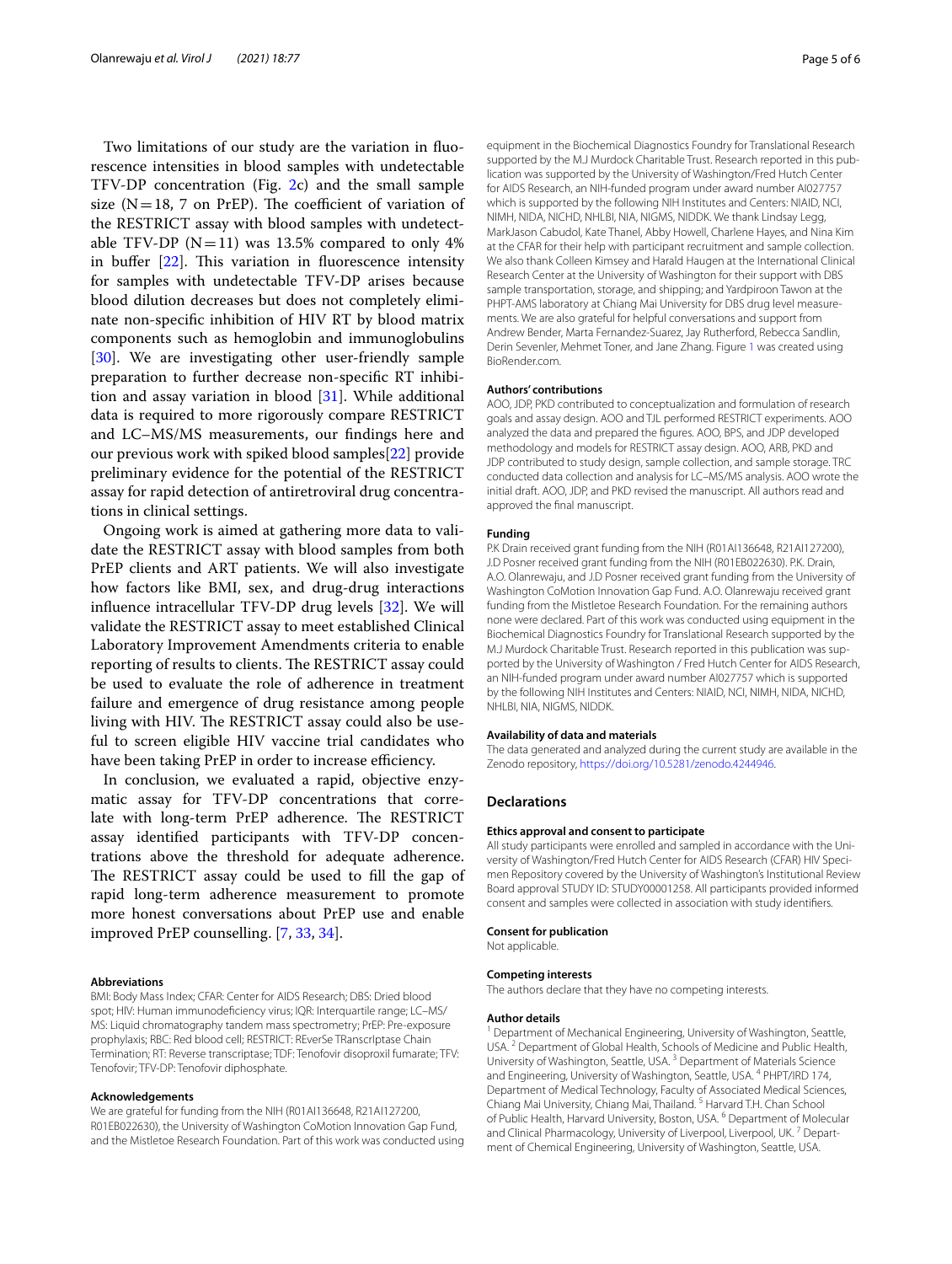Two limitations of our study are the variation in fluorescence intensities in blood samples with undetectable TFV-DP concentration (Fig. 2c) and the small sample size (N = 18, 7 on PrEP). The coefficient of variation of the RESTRICT assay with blood samples with undetectable TFV-DP (N = 11) was 13.5% compared to only 4% in buffer [22]. This variation in fluorescence intensity for samples with undetectable TFV-DP arises because blood dilution decreases but does not completely eliminate non-specific inhibition of HIV RT by blood matrix components such as hemoglobin and immunoglobulins [30]. We are investigating other user-friendly sample preparation to further decrease non-specific RT inhibition and assay variation in blood [31]. While additional data is required to more rigorously compare RESTRICT and LC–MS/MS measurements, our findings here and our previous work with spiked blood samples[22] provide preliminary evidence for the potential of the RESTRICT assay for rapid detection of antiretroviral drug concentrations in clinical settings.

Ongoing work is aimed at gathering more data to validate the RESTRICT assay with blood samples from both PrEP clients and ART patients. We will also investigate how factors like BMI, sex, and drug-drug interactions influence intracellular TFV-DP drug levels [32]. We will validate the RESTRICT assay to meet established Clinical Laboratory Improvement Amendments criteria to enable reporting of results to clients. The RESTRICT assay could be used to evaluate the role of adherence in treatment failure and emergence of drug resistance among people living with HIV. The RESTRICT assay could also be useful to screen eligible HIV vaccine trial candidates who have been taking PrEP in order to increase efficiency.

In conclusion, we evaluated a rapid, objective enzymatic assay for TFV-DP concentrations that correlate with long-term PrEP adherence. The RESTRICT assay identified participants with TFV-DP concentrations above the threshold for adequate adherence. The RESTRICT assay could be used to fill the gap of rapid long-term adherence measurement to promote more honest conversations about PrEP use and enable improved PrEP counselling. [7, 33, 34].

#### Abbreviations

BMI: Body Mass Index; CFAR: Center for AIDS Research; DBS: Dried blood spot; HIV: Human immunodeficiency virus; IQR: Interquartile range; LC–MS/MS: Liquid chromatography tandem mass spectrometry; PrEP: Pre-exposure prophylaxis; RBC: Red blood cell; RESTRICT: REverSe TRanscrIptase Chain Termination; RT: Reverse transcriptase; TDF: Tenofovir disoproxil fumarate; TFV: Tenofovir; TFV-DP: Tenofovir diphosphate.

#### Acknowledgements

We are grateful for funding from the NIH (R01AI136648, R21AI127200, R01EB022630), the University of Washington CoMotion Innovation Gap Fund, and the Mistletoe Research Foundation. Part of this work was conducted using equipment in the Biochemical Diagnostics Foundry for Translational Research supported by the M.J Murdock Charitable Trust. Research reported in this publication was supported by the University of Washington/Fred Hutch Center for AIDS Research, an NIH-funded program under award number AI027757 which is supported by the following NIH Institutes and Centers: NIAID, NCI, NIMH, NIDA, NICHD, NHLBI, NIA, NIGMS, NIDDK. We thank Lindsay Legg, MarkJason Cabudol, Kate Thanel, Abby Howell, Charlene Hayes, and Nina Kim at the CFAR for their help with participant recruitment and sample collection. We also thank Colleen Kimsey and Harald Haugen at the International Clinical Research Center at the University of Washington for their support with DBS sample transportation, storage, and shipping; and Yardpiroon Tawon at the PHPT-AMS laboratory at Chiang Mai University for DBS drug level measurements. We are also grateful for helpful conversations and support from Andrew Bender, Marta Fernandez-Suarez, Jay Rutherford, Rebecca Sandlin, Derin Sevenler, Mehmet Toner, and Jane Zhang. Figure 1 was created using BioRender.com.

#### Authors' contributions

AOO, JDP, PKD contributed to conceptualization and formulation of research goals and assay design. AOO and TJL performed RESTRICT experiments. AOO analyzed the data and prepared the figures. AOO, BPS, and JDP developed methodology and models for RESTRICT assay design. AOO, ARB, PKD and JDP contributed to study design, sample collection, and sample storage. TRC conducted data collection and analysis for LC–MS/MS analysis. AOO wrote the initial draft. AOO, JDP, and PKD revised the manuscript. All authors read and approved the final manuscript.

#### Funding

P.K Drain received grant funding from the NIH (R01AI136648, R21AI127200), J.D Posner received grant funding from the NIH (R01EB022630). P.K. Drain, A.O. Olanrewaju, and J.D Posner received grant funding from the University of Washington CoMotion Innovation Gap Fund. A.O. Olanrewaju received grant funding from the Mistletoe Research Foundation. For the remaining authors none were declared. Part of this work was conducted using equipment in the Biochemical Diagnostics Foundry for Translational Research supported by the M.J Murdock Charitable Trust. Research reported in this publication was supported by the University of Washington / Fred Hutch Center for AIDS Research, an NIH-funded program under award number AI027757 which is supported by the following NIH Institutes and Centers: NIAID, NCI, NIMH, NIDA, NICHD, NHLBI, NIA, NIGMS, NIDDK.

#### Availability of data and materials

The data generated and analyzed during the current study are available in the Zenodo repository, https://doi.org/10.5281/zenodo.4244946.

## Declarations

#### Ethics approval and consent to participate

All study participants were enrolled and sampled in accordance with the University of Washington/Fred Hutch Center for AIDS Research (CFAR) HIV Specimen Repository covered by the University of Washington's Institutional Review Board approval STUDY ID: STUDY00001258. All participants provided informed consent and samples were collected in association with study identifiers.

#### Consent for publication

Not applicable.

#### Competing interests

The authors declare that they have no competing interests.

#### Author details

[1] Department of Mechanical Engineering, University of Washington, Seattle, USA. [2] Department of Global Health, Schools of Medicine and Public Health, University of Washington, Seattle, USA. [3] Department of Materials Science and Engineering, University of Washington, Seattle, USA. [4] PHPT/IRD 174, Department of Medical Technology, Faculty of Associated Medical Sciences, Chiang Mai University, Chiang Mai, Thailand. [5] Harvard T.H. Chan School of Public Health, Harvard University, Boston, USA. [6] Department of Molecular and Clinical Pharmacology, University of Liverpool, Liverpool, UK. [7] Department of Chemical Engineering, University of Washington, Seattle, USA.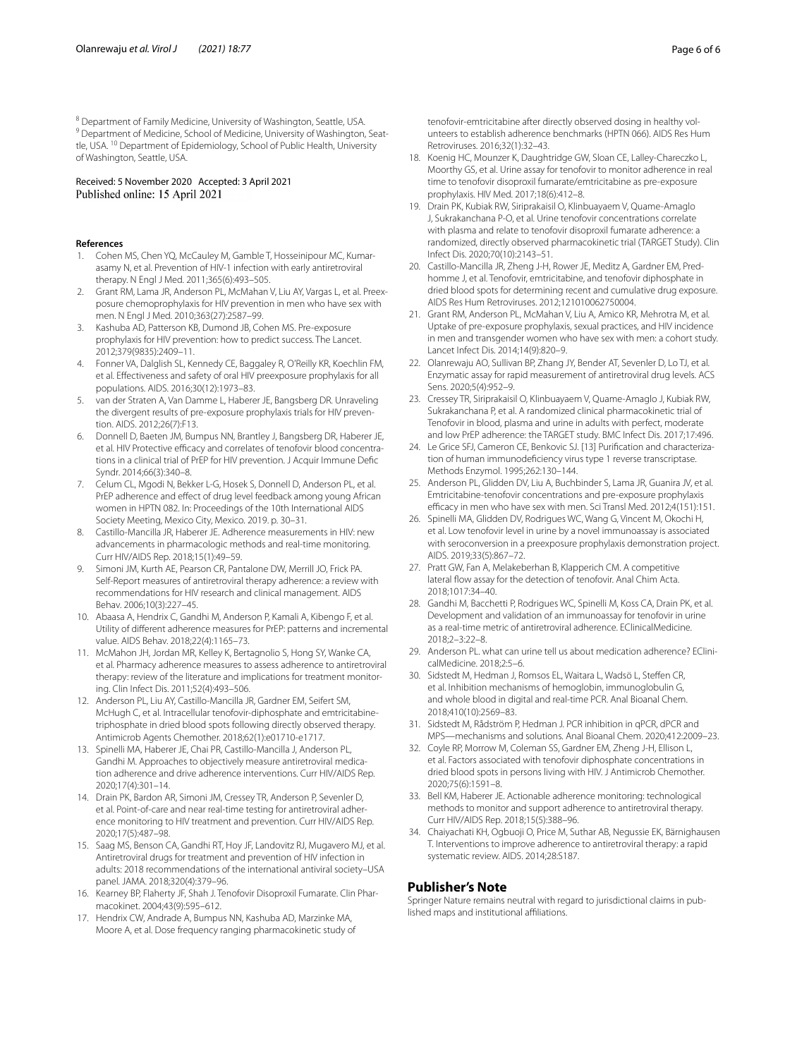[8] Department of Family Medicine, University of Washington, Seattle, USA. [9] Department of Medicine, School of Medicine, University of Washington, Seattle, USA. [10] Department of Epidemiology, School of Public Health, University of Washington, Seattle, USA.

Received: 5 November 2020 Accepted: 3 April 2021
Published online: 15 April 2021

## References

1. Cohen MS, Chen YQ, McCauley M, Gamble T, Hosseinipour MC, Kumarasamy N, et al. Prevention of HIV-1 infection with early antiretroviral therapy. N Engl J Med. 2011;365(6):493–505.
2. Grant RM, Lama JR, Anderson PL, McMahan V, Liu AY, Vargas L, et al. Preexposure chemoprophylaxis for HIV prevention in men who have sex with men. N Engl J Med. 2010;363(27):2587–99.
3. Kashuba AD, Patterson KB, Dumond JB, Cohen MS. Pre-exposure prophylaxis for HIV prevention: how to predict success. The Lancet. 2012;379(9835):2409–11.
4. Fonner VA, Dalglish SL, Kennedy CE, Baggaley R, O'Reilly KR, Koechlin FM, et al. Effectiveness and safety of oral HIV preexposure prophylaxis for all populations. AIDS. 2016;30(12):1973–83.
5. van der Straten A, Van Damme L, Haberer JE, Bangsberg DR. Unraveling the divergent results of pre-exposure prophylaxis trials for HIV prevention. AIDS. 2012;26(7):F13.
6. Donnell D, Baeten JM, Bumpus NN, Brantley J, Bangsberg DR, Haberer JE, et al. HIV Protective efficacy and correlates of tenofovir blood concentrations in a clinical trial of PrEP for HIV prevention. J Acquir Immune Defic Syndr. 2014;66(3):340–8.
7. Celum CL, Mgodi N, Bekker L-G, Hosek S, Donnell D, Anderson PL, et al. PrEP adherence and effect of drug level feedback among young African women in HPTN 082. In: Proceedings of the 10th International AIDS Society Meeting, Mexico City, Mexico. 2019. p. 30–31.
8. Castillo-Mancilla JR, Haberer JE. Adherence measurements in HIV: new advancements in pharmacologic methods and real-time monitoring. Curr HIV/AIDS Rep. 2018;15(1):49–59.
9. Simoni JM, Kurth AE, Pearson CR, Pantalone DW, Merrill JO, Frick PA. Self-Report measures of antiretroviral therapy adherence: a review with recommendations for HIV research and clinical management. AIDS Behav. 2006;10(3):227–45.
10. Abaasa A, Hendrix C, Gandhi M, Anderson P, Kamali A, Kibengo F, et al. Utility of different adherence measures for PrEP: patterns and incremental value. AIDS Behav. 2018;22(4):1165–73.
11. McMahon JH, Jordan MR, Kelley K, Bertagnolio S, Hong SY, Wanke CA, et al. Pharmacy adherence measures to assess adherence to antiretroviral therapy: review of the literature and implications for treatment monitoring. Clin Infect Dis. 2011;52(4):493–506.
12. Anderson PL, Liu AY, Castillo-Mancilla JR, Gardner EM, Seifert SM, McHugh C, et al. Intracellular tenofovir-diphosphate and emtricitabine-triphosphate in dried blood spots following directly observed therapy. Antimicrob Agents Chemother. 2018;62(1):e01710-e1717.
13. Spinelli MA, Haberer JE, Chai PR, Castillo-Mancilla J, Anderson PL, Gandhi M. Approaches to objectively measure antiretroviral medication adherence and drive adherence interventions. Curr HIV/AIDS Rep. 2020;17(4):301–14.
14. Drain PK, Bardon AR, Simoni JM, Cressey TR, Anderson P, Sevenler D, et al. Point-of-care and near real-time testing for antiretroviral adherence monitoring to HIV treatment and prevention. Curr HIV/AIDS Rep. 2020;17(5):487–98.
15. Saag MS, Benson CA, Gandhi RT, Hoy JF, Landovitz RJ, Mugavero MJ, et al. Antiretroviral drugs for treatment and prevention of HIV infection in adults: 2018 recommendations of the international antiviral society–USA panel. JAMA. 2018;320(4):379–96.
16. Kearney BP, Flaherty JF, Shah J. Tenofovir Disoproxil Fumarate. Clin Pharmacokinet. 2004;43(9):595–612.
17. Hendrix CW, Andrade A, Bumpus NN, Kashuba AD, Marzinke MA, Moore A, et al. Dose frequency ranging pharmacokinetic study of tenofovir-emtricitabine after directly observed dosing in healthy volunteers to establish adherence benchmarks (HPTN 066). AIDS Res Hum Retroviruses. 2016;32(1):32–43.
18. Koenig HC, Mounzer K, Daughtridge GW, Sloan CE, Lalley-Chareczko L, Moorthy GS, et al. Urine assay for tenofovir to monitor adherence in real time to tenofovir disoproxil fumarate/emtricitabine as pre-exposure prophylaxis. HIV Med. 2017;18(6):412–8.
19. Drain PK, Kubiak RW, Siriprakaisil O, Klinbuayaem V, Quame-Amaglo J, Sukrakanchana P-O, et al. Urine tenofovir concentrations correlate with plasma and relate to tenofovir disoproxil fumarate adherence: a randomized, directly observed pharmacokinetic trial (TARGET Study). Clin Infect Dis. 2020;70(10):2143–51.
20. Castillo-Mancilla JR, Zheng J-H, Rower JE, Meditz A, Gardner EM, Predhomme J, et al. Tenofovir, emtricitabine, and tenofovir diphosphate in dried blood spots for determining recent and cumulative drug exposure. AIDS Res Hum Retroviruses. 2012;121010062750004.
21. Grant RM, Anderson PL, McMahan V, Liu A, Amico KR, Mehrotra M, et al. Uptake of pre-exposure prophylaxis, sexual practices, and HIV incidence in men and transgender women who have sex with men: a cohort study. Lancet Infect Dis. 2014;14(9):820–9.
22. Olanrewaju AO, Sullivan BP, Zhang JY, Bender AT, Sevenler D, Lo TJ, et al. Enzymatic assay for rapid measurement of antiretroviral drug levels. ACS Sens. 2020;5(4):952–9.
23. Cressey TR, Siriprakaisil O, Klinbuayaem V, Quame-Amaglo J, Kubiak RW, Sukrakanchana P, et al. A randomized clinical pharmacokinetic trial of Tenofovir in blood, plasma and urine in adults with perfect, moderate and low PrEP adherence: the TARGET study. BMC Infect Dis. 2017;17:496.
24. Le Grice SFJ, Cameron CE, Benkovic SJ. [13] Purification and characterization of human immunodeficiency virus type 1 reverse transcriptase. Methods Enzymol. 1995;262:130–144.
25. Anderson PL, Glidden DV, Liu A, Buchbinder S, Lama JR, Guanira JV, et al. Emtricitabine-tenofovir concentrations and pre-exposure prophylaxis efficacy in men who have sex with men. Sci Transl Med. 2012;4(151):151.
26. Spinelli MA, Glidden DV, Rodrigues WC, Wang G, Vincent M, Okochi H, et al. Low tenofovir level in urine by a novel immunoassay is associated with seroconversion in a preexposure prophylaxis demonstration project. AIDS. 2019;33(5):867–72.
27. Pratt GW, Fan A, Melakeberhan B, Klapperich CM. A competitive lateral flow assay for the detection of tenofovir. Anal Chim Acta. 2018;1017:34–40.
28. Gandhi M, Bacchetti P, Rodrigues WC, Spinelli M, Koss CA, Drain PK, et al. Development and validation of an immunoassay for tenofovir in urine as a real-time metric of antiretroviral adherence. EClinicalMedicine. 2018;2–3:22–8.
29. Anderson PL. what can urine tell us about medication adherence? EClinicalMedicine. 2018;2:5–6.
30. Sidstedt M, Hedman J, Romsos EL, Waitara L, Wadsö L, Steffen CR, et al. Inhibition mechanisms of hemoglobin, immunoglobulin G, and whole blood in digital and real-time PCR. Anal Bioanal Chem. 2018;410(10):2569–83.
31. Sidstedt M, Rådström P, Hedman J. PCR inhibition in qPCR, dPCR and MPS—mechanisms and solutions. Anal Bioanal Chem. 2020;412:2009–23.
32. Coyle RP, Morrow M, Coleman SS, Gardner EM, Zheng J-H, Ellison L, et al. Factors associated with tenofovir diphosphate concentrations in dried blood spots in persons living with HIV. J Antimicrob Chemother. 2020;75(6):1591–8.
33. Bell KM, Haberer JE. Actionable adherence monitoring: technological methods to monitor and support adherence to antiretroviral therapy. Curr HIV/AIDS Rep. 2018;15(5):388–96.
34. Chaiyachati KH, Ogbuoji O, Price M, Suthar AB, Negussie EK, Bärnighausen T. Interventions to improve adherence to antiretroviral therapy: a rapid systematic review. AIDS. 2014;28:S187.

## Publisher's Note

Springer Nature remains neutral with regard to jurisdictional claims in published maps and institutional affiliations.